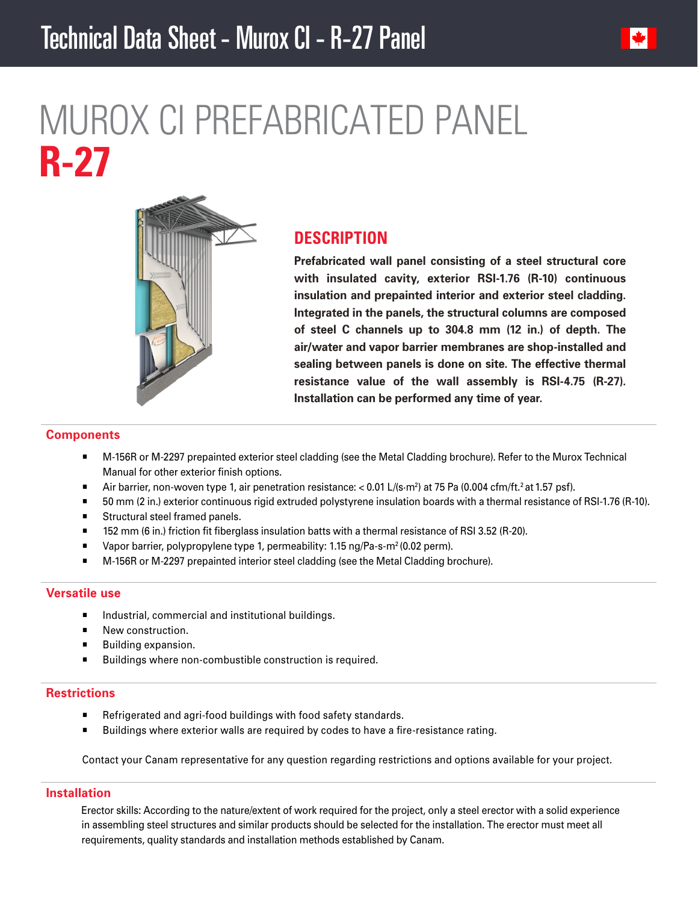# Technical Data Sheet - Murox CI - R-27 Panel

# MUROX CI PREFABRICATED PANEL
# R-27

## DESCRIPTION

**Prefabricated wall panel consisting of a steel structural core with insulated cavity, exterior RSI-1.76 (R-10) continuous insulation and prepainted interior and exterior steel cladding. Integrated in the panels, the structural columns are composed of steel C channels up to 304.8 mm (12 in.) of depth. The air/water and vapor barrier membranes are shop-installed and sealing between panels is done on site. The effective thermal resistance value of the wall assembly is RSI-4.75 (R-27). Installation can be performed any time of year.**

## Components

- M-156R or M-2297 prepainted exterior steel cladding (see the Metal Cladding brochure). Refer to the Murox Technical Manual for other exterior finish options.
- Air barrier, non-woven type 1, air penetration resistance: < 0.01 L/(s·m$^2$) at 75 Pa (0.004 cfm/ft.$^2$ at 1.57 psf).
- 50 mm (2 in.) exterior continuous rigid extruded polystyrene insulation boards with a thermal resistance of RSI-1.76 (R-10).
- Structural steel framed panels.
- 152 mm (6 in.) friction fit fiberglass insulation batts with a thermal resistance of RSI 3.52 (R-20).
- Vapor barrier, polypropylene type 1, permeability: 1.15 ng/Pa-s-m$^2$ (0.02 perm).
- M-156R or M-2297 prepainted interior steel cladding (see the Metal Cladding brochure).

## Versatile use

- Industrial, commercial and institutional buildings.
- New construction.
- Building expansion.
- Buildings where non-combustible construction is required.

## Restrictions

- Refrigerated and agri-food buildings with food safety standards.
- Buildings where exterior walls are required by codes to have a fire-resistance rating.

Contact your Canam representative for any question regarding restrictions and options available for your project.

## Installation

Erector skills: According to the nature/extent of work required for the project, only a steel erector with a solid experience in assembling steel structures and similar products should be selected for the installation. The erector must meet all requirements, quality standards and installation methods established by Canam.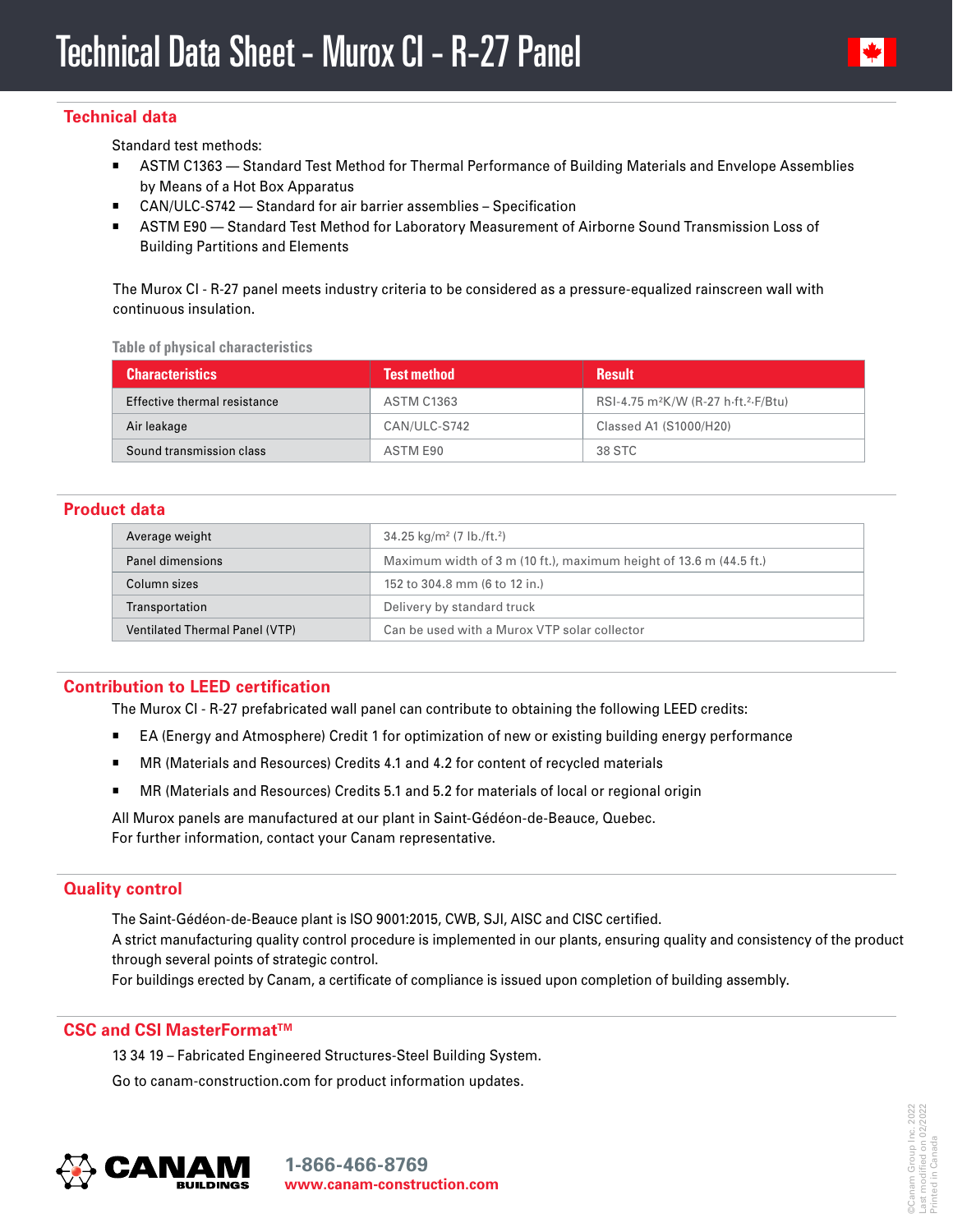# Technical Data Sheet - Murox CI - R-27 Panel

## Technical data

Standard test methods:

- ASTM C1363 — Standard Test Method for Thermal Performance of Building Materials and Envelope Assemblies by Means of a Hot Box Apparatus
- CAN/ULC-S742 — Standard for air barrier assemblies – Specification
- ASTM E90 — Standard Test Method for Laboratory Measurement of Airborne Sound Transmission Loss of Building Partitions and Elements

The Murox CI - R-27 panel meets industry criteria to be considered as a pressure-equalized rainscreen wall with continuous insulation.

Table of physical characteristics

| Characteristics | Test method | Result |
|---|---|---|
| Effective thermal resistance | ASTM C1363 | RSI-4.75 $m^2K/W$ (R-27 h·ft.$^2$·F/Btu) |
| Air leakage | CAN/ULC-S742 | Classed A1 (S1000/H20) |
| Sound transmission class | ASTM E90 | 38 STC |

## Product data

| | |
|---|---|
| Average weight | 34.25 kg/$m^2$ (7 lb./ft.$^2$) |
| Panel dimensions | Maximum width of 3 m (10 ft.), maximum height of 13.6 m (44.5 ft.) |
| Column sizes | 152 to 304.8 mm (6 to 12 in.) |
| Transportation | Delivery by standard truck |
| Ventilated Thermal Panel (VTP) | Can be used with a Murox VTP solar collector |

## Contribution to LEED certification

The Murox CI - R-27 prefabricated wall panel can contribute to obtaining the following LEED credits:

- EA (Energy and Atmosphere) Credit 1 for optimization of new or existing building energy performance
- MR (Materials and Resources) Credits 4.1 and 4.2 for content of recycled materials
- MR (Materials and Resources) Credits 5.1 and 5.2 for materials of local or regional origin

All Murox panels are manufactured at our plant in Saint-Gédéon-de-Beauce, Quebec.
For further information, contact your Canam representative.

## Quality control

The Saint-Gédéon-de-Beauce plant is ISO 9001:2015, CWB, SJI, AISC and CISC certified.
A strict manufacturing quality control procedure is implemented in our plants, ensuring quality and consistency of the product through several points of strategic control.
For buildings erected by Canam, a certificate of compliance is issued upon completion of building assembly.

## CSC and CSI MasterFormat™

13 34 19 – Fabricated Engineered Structures-Steel Building System.

Go to canam-construction.com for product information updates.

CANAM BUILDINGS

1-866-466-8769
www.canam-construction.com

©Canam Group Inc. 2022
Last modified on 02/2022
Printed in Canada